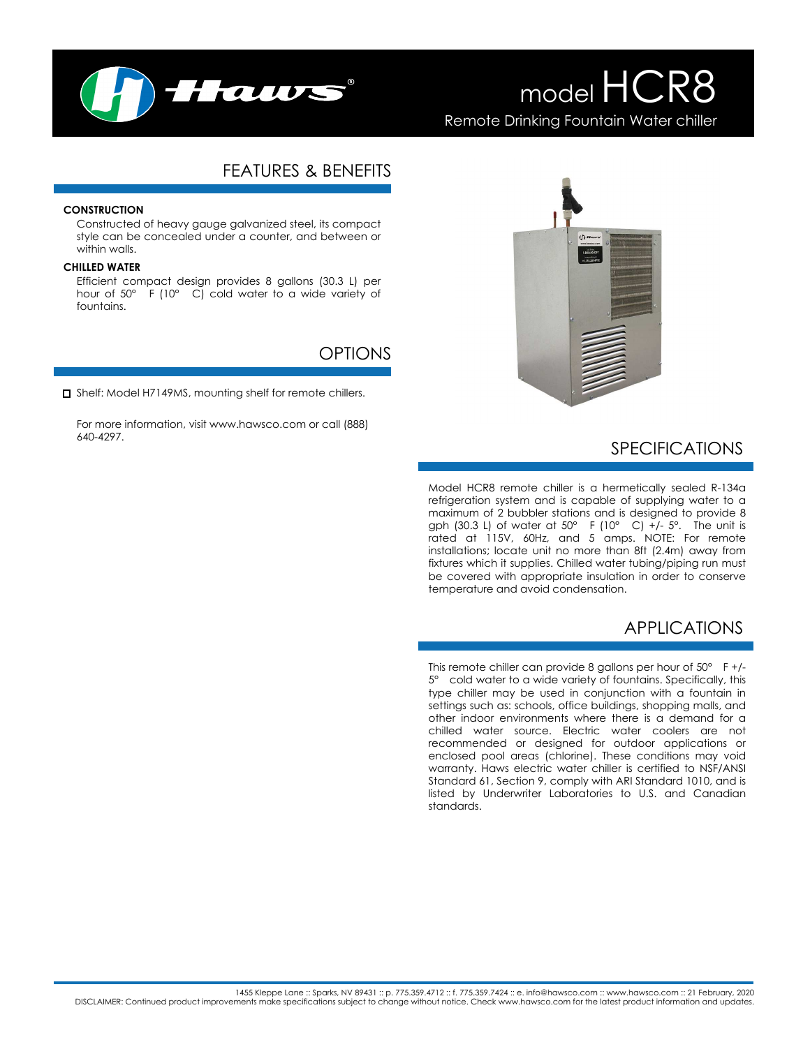# model HCR8

Remote Drinking Fountain Water chiller

## FEATURES & BENEFITS

**CONSTRUCTION**

Constructed of heavy gauge galvanized steel, its compact style can be concealed under a counter, and between or within walls.

**CHILLED WATER**

Efficient compact design provides 8 gallons (30.3 L) per hour of 50° F (10° C) cold water to a wide variety of fountains.

## OPTIONS

☐ Shelf: Model H7149MS, mounting shelf for remote chillers.

For more information, visit www.hawsco.com or call (888) 640-4297.

## SPECIFICATIONS

Model HCR8 remote chiller is a hermetically sealed R-134a refrigeration system and is capable of supplying water to a maximum of 2 bubbler stations and is designed to provide 8 gph (30.3 L) of water at 50° F (10° C) +/- 5°. The unit is rated at 115V, 60Hz, and 5 amps. NOTE: For remote installations; locate unit no more than 8ft (2.4m) away from fixtures which it supplies. Chilled water tubing/piping run must be covered with appropriate insulation in order to conserve temperature and avoid condensation.

## APPLICATIONS

This remote chiller can provide 8 gallons per hour of 50° F +/- 5° cold water to a wide variety of fountains. Specifically, this type chiller may be used in conjunction with a fountain in settings such as: schools, office buildings, shopping malls, and other indoor environments where there is a demand for a chilled water source. Electric water coolers are not recommended or designed for outdoor applications or enclosed pool areas (chlorine). These conditions may void warranty. Haws electric water chiller is certified to NSF/ANSI Standard 61, Section 9, comply with ARI Standard 1010, and is listed by Underwriter Laboratories to U.S. and Canadian standards.

1455 Kleppe Lane :: Sparks, NV 89431 :: p. 775.359.4712 :: f. 775.359.7424 :: e. info@hawsco.com :: www.hawsco.com :: 21 February, 2020
DISCLAIMER: Continued product improvements make specifications subject to change without notice. Check www.hawsco.com for the latest product information and updates.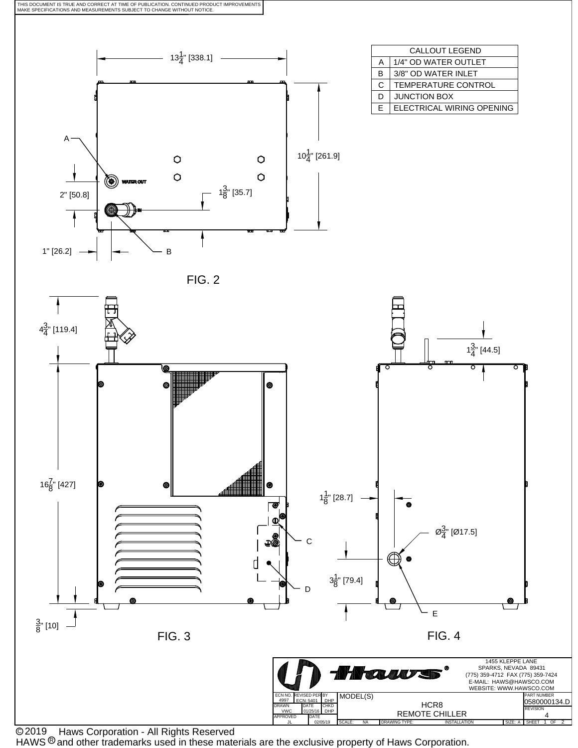THIS DOCUMENT IS TRUE AND CORRECT AT TIME OF PUBLICATION. CONTINUED PRODUCT IMPROVEMENTS MAKE SPECIFICATIONS AND MEASUREMENTS SUBJECT TO CHANGE WITHOUT NOTICE.

| CALLOUT LEGEND | |
|---|---|
| A | 1/4" OD WATER OUTLET |
| B | 3/8" OD WATER INLET |
| C | TEMPERATURE CONTROL |
| D | JUNCTION BOX |
| E | ELECTRICAL WIRING OPENING |

$13\frac{1}{4}$" [338.1]

$10\frac{1}{4}$" [261.9]

A

WATER OUT

2" [50.8]

$1\frac{3}{8}$" [35.7]

1" [26.2]

B

FIG. 2

$4\frac{3}{4}$" [119.4]

$16\frac{7}{8}$" [427]

$\frac{3}{8}$" [10]

C

D

FIG. 3

$1\frac{3}{4}$" [44.5]

$1\frac{1}{8}$" [28.7]

Ø$\frac{3}{4}$" [Ø17.5]

$3\frac{1}{8}$" [79.4]

E

FIG. 4

Haws®

1455 KLEPPE LANE
SPARKS, NEVADA 89431
(775) 359-4712 FAX (775) 359-7424
E-MAIL: HAWS@HAWSCO.COM
WEBSITE: WWW.HAWSCO.COM

| ECN NO. | REVISED PER | BY | MODEL(S) | PART NUMBER |
|---|---|---|---|---|
| 4997 | ECN: 5401 | DHP | HCR8 REMOTE CHILLER | 0580000134.D |
| DRAWN VWC | DATE 01/25/16 | CHKD DHP | | REVISION 4 |
| APPROVED JL | DATE 02/05/19 | | SCALE: NA DRAWING TYPE: INSTALLATION SIZE: A | SHEET 1 OF 2 |

© 2019 Haws Corporation - All Rights Reserved
HAWS ® and other trademarks used in these materials are the exclusive property of Haws Corporation.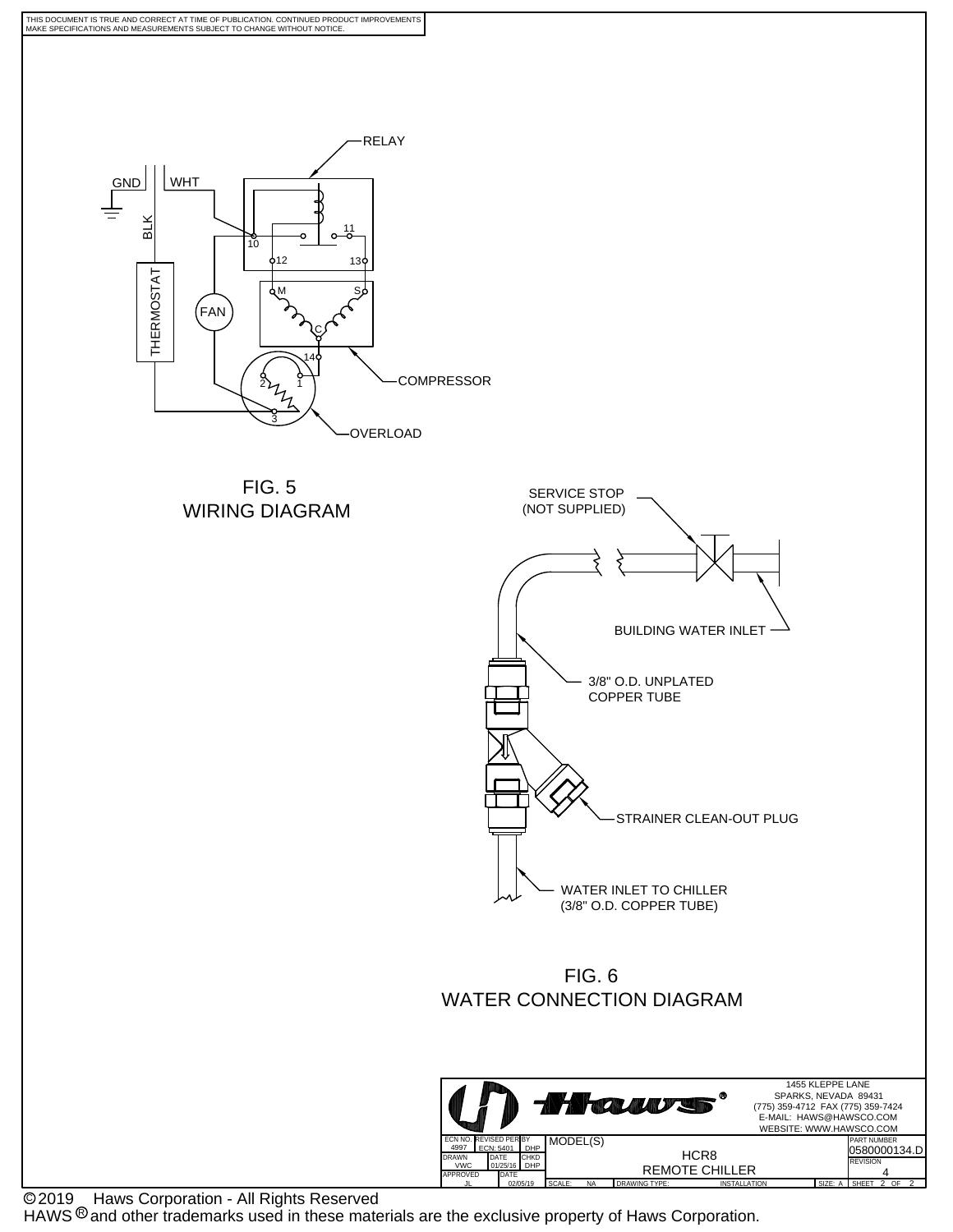THIS DOCUMENT IS TRUE AND CORRECT AT TIME OF PUBLICATION. CONTINUED PRODUCT IMPROVEMENTS MAKE SPECIFICATIONS AND MEASUREMENTS SUBJECT TO CHANGE WITHOUT NOTICE.

RELAY
GND
WHT
BLK
THERMOSTAT
FAN
10
11
12
13
M
S
C
14
2
1
3
COMPRESSOR
OVERLOAD

FIG. 5
WIRING DIAGRAM

SERVICE STOP
(NOT SUPPLIED)
BUILDING WATER INLET
3/8" O.D. UNPLATED
COPPER TUBE
STRAINER CLEAN-OUT PLUG
WATER INLET TO CHILLER
(3/8" O.D. COPPER TUBE)

FIG. 6
WATER CONNECTION DIAGRAM

Haws®

1455 KLEPPE LANE
SPARKS, NEVADA 89431
(775) 359-4712 FAX (775) 359-7424
E-MAIL: HAWS@HAWSCO.COM
WEBSITE: WWW.HAWSCO.COM

| ECN NO. | REVISED PER | BY | MODEL(S) | PART NUMBER |
|---|---|---|---|---|
| 4997 | ECN: 5401 | DHP | HCR8 | 0580000134.D |
| DRAWN | DATE | CHKD | REMOTE CHILLER | REVISION |
| VWC | 01/25/16 | DHP | | 4 |
| APPROVED | DATE | | | |
| JL | 02/05/19 | | SCALE: NA DRAWING TYPE: INSTALLATION SIZE: A | SHEET 2 OF 2 |

©2019 Haws Corporation - All Rights Reserved
HAWS® and other trademarks used in these materials are the exclusive property of Haws Corporation.